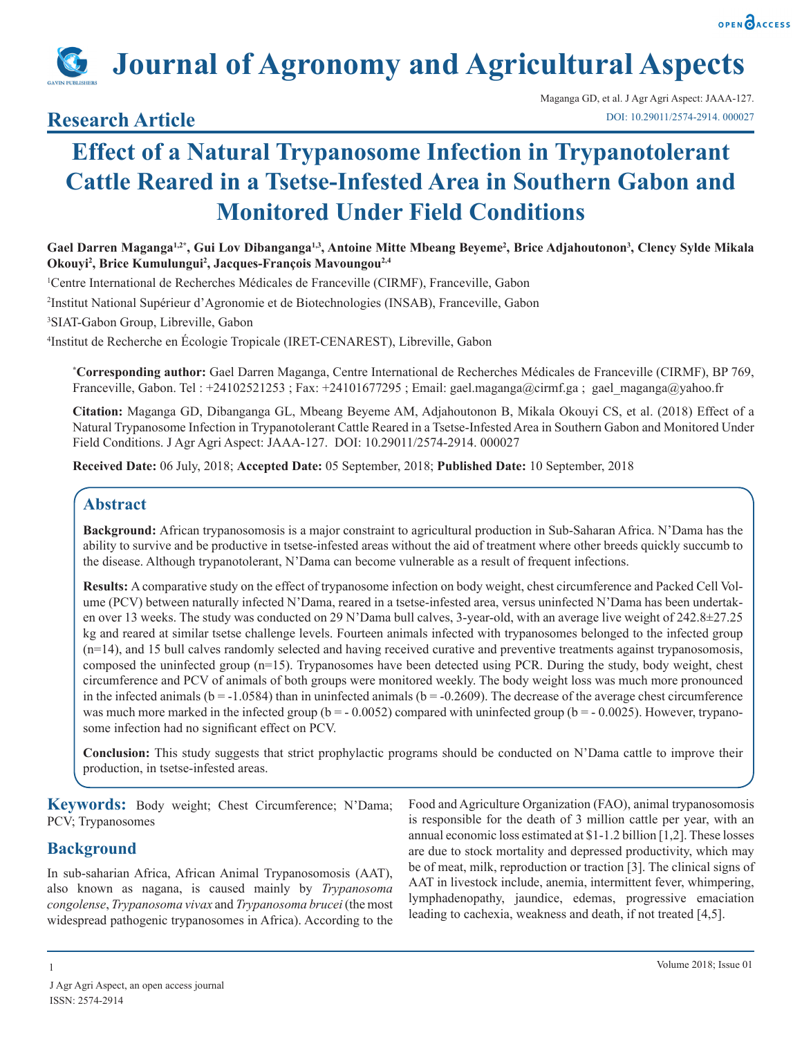# Journal of Agronomy and Agricultural Aspects

## Research Article

Maganga GD, et al. J Agr Agri Aspect: JAAA-127.
DOI: 10.29011/2574-2914. 000027

# Effect of a Natural Trypanosome Infection in Trypanotolerant Cattle Reared in a Tsetse-Infested Area in Southern Gabon and Monitored Under Field Conditions

**Gael Darren Maganga[1,2*], Gui Lov Dibanganga[1,3], Antoine Mitte Mbeang Beyeme[2], Brice Adjahoutonon[3], Clency Sylde Mikala Okouyi[2], Brice Kumulungui[2], Jacques-François Mavoungou[2,4]**

[1]Centre International de Recherches Médicales de Franceville (CIRMF), Franceville, Gabon

[2]Institut National Supérieur d'Agronomie et de Biotechnologies (INSAB), Franceville, Gabon

[3]SIAT-Gabon Group, Libreville, Gabon

[4]Institut de Recherche en Écologie Tropicale (IRET-CENAREST), Libreville, Gabon

**[*]Corresponding author:** Gael Darren Maganga, Centre International de Recherches Médicales de Franceville (CIRMF), BP 769, Franceville, Gabon. Tel : +24102521253 ; Fax: +24101677295 ; Email: gael.maganga@cirmf.ga ; gael_maganga@yahoo.fr

**Citation:** Maganga GD, Dibanganga GL, Mbeang Beyeme AM, Adjahoutonon B, Mikala Okouyi CS, et al. (2018) Effect of a Natural Trypanosome Infection in Trypanotolerant Cattle Reared in a Tsetse-Infested Area in Southern Gabon and Monitored Under Field Conditions. J Agr Agri Aspect: JAAA-127. DOI: 10.29011/2574-2914. 000027

**Received Date:** 06 July, 2018; **Accepted Date:** 05 September, 2018; **Published Date:** 10 September, 2018

## Abstract

**Background:** African trypanosomosis is a major constraint to agricultural production in Sub-Saharan Africa. N'Dama has the ability to survive and be productive in tsetse-infested areas without the aid of treatment where other breeds quickly succumb to the disease. Although trypanotolerant, N'Dama can become vulnerable as a result of frequent infections.

**Results:** A comparative study on the effect of trypanosome infection on body weight, chest circumference and Packed Cell Volume (PCV) between naturally infected N'Dama, reared in a tsetse-infested area, versus uninfected N'Dama has been undertaken over 13 weeks. The study was conducted on 29 N'Dama bull calves, 3-year-old, with an average live weight of 242.8±27.25 kg and reared at similar tsetse challenge levels. Fourteen animals infected with trypanosomes belonged to the infected group (n=14), and 15 bull calves randomly selected and having received curative and preventive treatments against trypanosomosis, composed the uninfected group (n=15). Trypanosomes have been detected using PCR. During the study, body weight, chest circumference and PCV of animals of both groups were monitored weekly. The body weight loss was much more pronounced in the infected animals (b = -1.0584) than in uninfected animals (b = -0.2609). The decrease of the average chest circumference was much more marked in the infected group (b = - 0.0052) compared with uninfected group (b = - 0.0025). However, trypanosome infection had no significant effect on PCV.

**Conclusion:** This study suggests that strict prophylactic programs should be conducted on N'Dama cattle to improve their production, in tsetse-infested areas.

**Keywords:** Body weight; Chest Circumference; N'Dama; PCV; Trypanosomes

## Background

In sub-saharian Africa, African Animal Trypanosomosis (AAT), also known as nagana, is caused mainly by *Trypanosoma congolense*, *Trypanosoma vivax* and *Trypanosoma brucei* (the most widespread pathogenic trypanosomes in Africa). According to the Food and Agriculture Organization (FAO), animal trypanosomosis is responsible for the death of 3 million cattle per year, with an annual economic loss estimated at $1-1.2 billion [1,2]. These losses are due to stock mortality and depressed productivity, which may be of meat, milk, reproduction or traction [3]. The clinical signs of AAT in livestock include, anemia, intermittent fever, whimpering, lymphadenopathy, jaundice, edemas, progressive emaciation leading to cachexia, weakness and death, if not treated [4,5].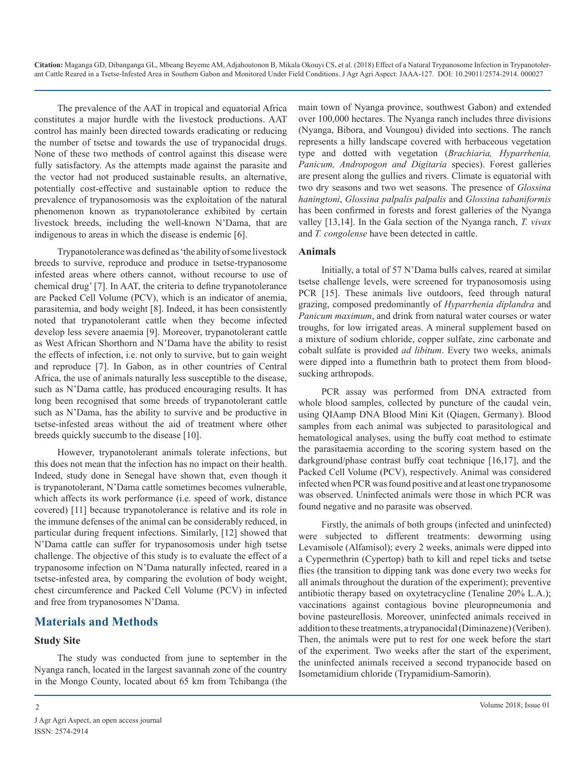The prevalence of the AAT in tropical and equatorial Africa constitutes a major hurdle with the livestock productions. AAT control has mainly been directed towards eradicating or reducing the number of tsetse and towards the use of trypanocidal drugs. None of these two methods of control against this disease were fully satisfactory. As the attempts made against the parasite and the vector had not produced sustainable results, an alternative, potentially cost-effective and sustainable option to reduce the prevalence of trypanosomosis was the exploitation of the natural phenomenon known as trypanotolerance exhibited by certain livestock breeds, including the well-known N'Dama, that are indigenous to areas in which the disease is endemic [6].

Trypanotolerance was defined as 'the ability of some livestock breeds to survive, reproduce and produce in tsetse-trypanosome infested areas where others cannot, without recourse to use of chemical drug' [7]. In AAT, the criteria to define trypanotolerance are Packed Cell Volume (PCV), which is an indicator of anemia, parasitemia, and body weight [8]. Indeed, it has been consistently noted that trypanotolerant cattle when they become infected develop less severe anaemia [9]. Moreover, trypanotolerant cattle as West African Shorthorn and N'Dama have the ability to resist the effects of infection, i.e. not only to survive, but to gain weight and reproduce [7]. In Gabon, as in other countries of Central Africa, the use of animals naturally less susceptible to the disease, such as N'Dama cattle, has produced encouraging results. It has long been recognised that some breeds of trypanotolerant cattle such as N'Dama, has the ability to survive and be productive in tsetse-infested areas without the aid of treatment where other breeds quickly succumb to the disease [10].

However, trypanotolerant animals tolerate infections, but this does not mean that the infection has no impact on their health. Indeed, study done in Senegal have shown that, even though it is trypanotolerant, N'Dama cattle sometimes becomes vulnerable, which affects its work performance (i.e. speed of work, distance covered) [11] because trypanotolerance is relative and its role in the immune defenses of the animal can be considerably reduced, in particular during frequent infections. Similarly, [12] showed that N'Dama cattle can suffer for trypanosomosis under high tsetse challenge. The objective of this study is to evaluate the effect of a trypanosome infection on N'Dama naturally infected, reared in a tsetse-infested area, by comparing the evolution of body weight, chest circumference and Packed Cell Volume (PCV) in infected and free from trypanosomes N'Dama.

## Materials and Methods

### Study Site

The study was conducted from june to september in the Nyanga ranch, located in the largest savannah zone of the country in the Mongo County, located about 65 km from Tchibanga (the main town of Nyanga province, southwest Gabon) and extended over 100,000 hectares. The Nyanga ranch includes three divisions (Nyanga, Bibora, and Voungou) divided into sections. The ranch represents a hilly landscape covered with herbaceous vegetation type and dotted with vegetation (*Brachiaria, Hyparrhenia, Panicum, Andropogon and Digitaria* species). Forest galleries are present along the gullies and rivers. Climate is equatorial with two dry seasons and two wet seasons. The presence of *Glossina haningtoni*, *Glossina palpalis palpalis* and *Glossina tabaniformis* has been confirmed in forests and forest galleries of the Nyanga valley [13,14]. In the Gala section of the Nyanga ranch, *T. vivax* and *T. congolense* have been detected in cattle.

### Animals

Initially, a total of 57 N'Dama bulls calves, reared at similar tsetse challenge levels, were screened for trypanosomosis using PCR [15]. These animals live outdoors, feed through natural grazing, composed predominantly of *Hyparrhenia diplandra* and *Panicum maximum*, and drink from natural water courses or water troughs, for low irrigated areas. A mineral supplement based on a mixture of sodium chloride, copper sulfate, zinc carbonate and cobalt sulfate is provided *ad libitum*. Every two weeks, animals were dipped into a flumethrin bath to protect them from blood-sucking arthropods.

PCR assay was performed from DNA extracted from whole blood samples, collected by puncture of the caudal vein, using QIAamp DNA Blood Mini Kit (Qiagen, Germany). Blood samples from each animal was subjected to parasitological and hematological analyses, using the buffy coat method to estimate the parasitaemia according to the scoring system based on the darkground/phase contrast buffy coat technique [16,17], and the Packed Cell Volume (PCV), respectively. Animal was considered infected when PCR was found positive and at least one trypanosome was observed. Uninfected animals were those in which PCR was found negative and no parasite was observed.

Firstly, the animals of both groups (infected and uninfected) were subjected to different treatments: deworming using Levamisole (Alfamisol); every 2 weeks, animals were dipped into a Cypermethrin (Cypertop) bath to kill and repel ticks and tsetse flies (the transition to dipping tank was done every two weeks for all animals throughout the duration of the experiment); preventive antibiotic therapy based on oxytetracycline (Tenaline 20% L.A.); vaccinations against contagious bovine pleuropneumonia and bovine pasteurellosis. Moreover, uninfected animals received in addition to these treatments, a trypanocidal (Diminazene) (Veriben). Then, the animals were put to rest for one week before the start of the experiment. Two weeks after the start of the experiment, the uninfected animals received a second trypanocide based on Isometamidium chloride (Trypamidium-Samorin).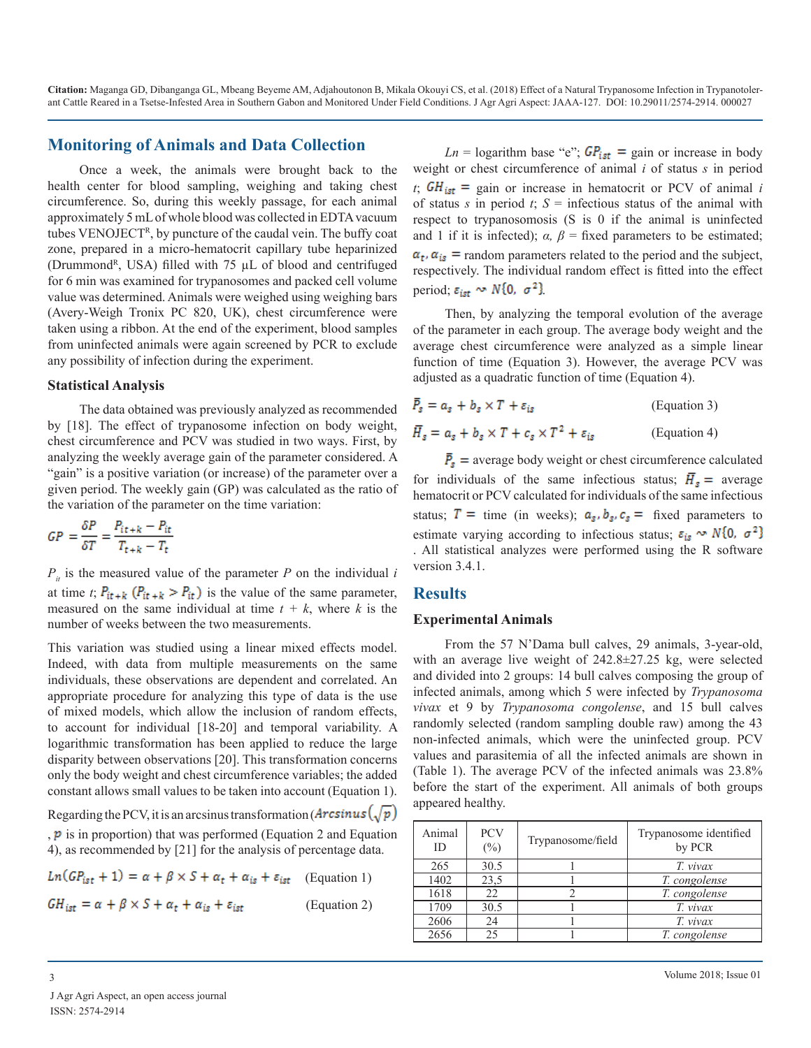## Monitoring of Animals and Data Collection

Once a week, the animals were brought back to the health center for blood sampling, weighing and taking chest circumference. So, during this weekly passage, for each animal approximately 5 mL of whole blood was collected in EDTA vacuum tubes VENOJECT[R], by puncture of the caudal vein. The buffy coat zone, prepared in a micro-hematocrit capillary tube heparinized (Drummond[R], USA) filled with 75 µL of blood and centrifuged for 6 min was examined for trypanosomes and packed cell volume value was determined. Animals were weighed using weighing bars (Avery-Weigh Tronix PC 820, UK), chest circumference were taken using a ribbon. At the end of the experiment, blood samples from uninfected animals were again screened by PCR to exclude any possibility of infection during the experiment.

### Statistical Analysis

The data obtained was previously analyzed as recommended by [18]. The effect of trypanosome infection on body weight, chest circumference and PCV was studied in two ways. First, by analyzing the weekly average gain of the parameter considered. A "gain" is a positive variation (or increase) of the parameter over a given period. The weekly gain (GP) was calculated as the ratio of the variation of the parameter on the time variation:

$$GP = \frac{\delta P}{\delta T} = \frac{P_{it+k} - P_{it}}{T_{t+k} - T_t}$$

$P_{it}$ is the measured value of the parameter $P$ on the individual $i$ at time $t$; $P_{it+k}$ $(P_{it+k} > P_{it})$ is the value of the same parameter, measured on the same individual at time $t + k$, where $k$ is the number of weeks between the two measurements.

This variation was studied using a linear mixed effects model. Indeed, with data from multiple measurements on the same individuals, these observations are dependent and correlated. An appropriate procedure for analyzing this type of data is the use of mixed models, which allow the inclusion of random effects, to account for individual [18-20] and temporal variability. A logarithmic transformation has been applied to reduce the large disparity between observations [20]. This transformation concerns only the body weight and chest circumference variables; the added constant allows small values to be taken into account (Equation 1).

Regarding the PCV, it is an arcsinus transformation ($Arcsinus\left(\sqrt{p}\right)$, $p$ is in proportion) that was performed (Equation 2 and Equation 4), as recommended by [21] for the analysis of percentage data.

$$Ln(GP_{ist} + 1) = \alpha + \beta \times S + \alpha_t + \alpha_{is} + \varepsilon_{ist} \quad \text{(Equation 1)}$$

$$GH_{ist} = \alpha + \beta \times S + \alpha_t + \alpha_{is} + \varepsilon_{ist} \quad \text{(Equation 2)}$$

$Ln$ = logarithm base "e"; $GP_{ist}$ = gain or increase in body weight or chest circumference of animal $i$ of status $s$ in period $t$; $GH_{ist}$ = gain or increase in hematocrit or PCV of animal $i$ of status $s$ in period $t$; $S$ = infectious status of the animal with respect to trypanosomosis (S is 0 if the animal is uninfected and 1 if it is infected); $\alpha$, $\beta$ = fixed parameters to be estimated; $\alpha_t, \alpha_{is}$ = random parameters related to the period and the subject, respectively. The individual random effect is fitted into the effect period; $\varepsilon_{ist} \sim N\{0, \sigma^2\}$.

Then, by analyzing the temporal evolution of the average of the parameter in each group. The average body weight and the average chest circumference were analyzed as a simple linear function of time (Equation 3). However, the average PCV was adjusted as a quadratic function of time (Equation 4).

$$\bar{P}_s = a_s + b_s \times T + \varepsilon_{is} \quad \text{(Equation 3)}$$

$$\bar{H}_s = a_s + b_s \times T + c_s \times T^2 + \varepsilon_{is} \quad \text{(Equation 4)}$$

$\bar{P}_s$ = average body weight or chest circumference calculated for individuals of the same infectious status; $\bar{H}_s$ = average hematocrit or PCV calculated for individuals of the same infectious status; $T$ = time (in weeks); $a_s, b_s, c_s$ = fixed parameters to estimate varying according to infectious status; $\varepsilon_{is} \sim N\{0, \sigma^2\}$. All statistical analyzes were performed using the R software version 3.4.1.

## Results

### Experimental Animals

From the 57 N'Dama bull calves, 29 animals, 3-year-old, with an average live weight of 242.8±27.25 kg, were selected and divided into 2 groups: 14 bull calves composing the group of infected animals, among which 5 were infected by *Trypanosoma vivax* et 9 by *Trypanosoma congolense*, and 15 bull calves randomly selected (random sampling double raw) among the 43 non-infected animals, which were the uninfected group. PCV values and parasitemia of all the infected animals are shown in (Table 1). The average PCV of the infected animals was 23.8% before the start of the experiment. All animals of both groups appeared healthy.

| Animal ID | PCV (%) | Trypanosome/field | Trypanosome identified by PCR |
|---|---|---|---|
| 265 | 30.5 | 1 | *T. vivax* |
| 1402 | 23,5 | 1 | *T. congolense* |
| 1618 | 22 | 2 | *T. congolense* |
| 1709 | 30.5 | 1 | *T. vivax* |
| 2606 | 24 | 1 | *T. vivax* |
| 2656 | 25 | 1 | *T. congolense* |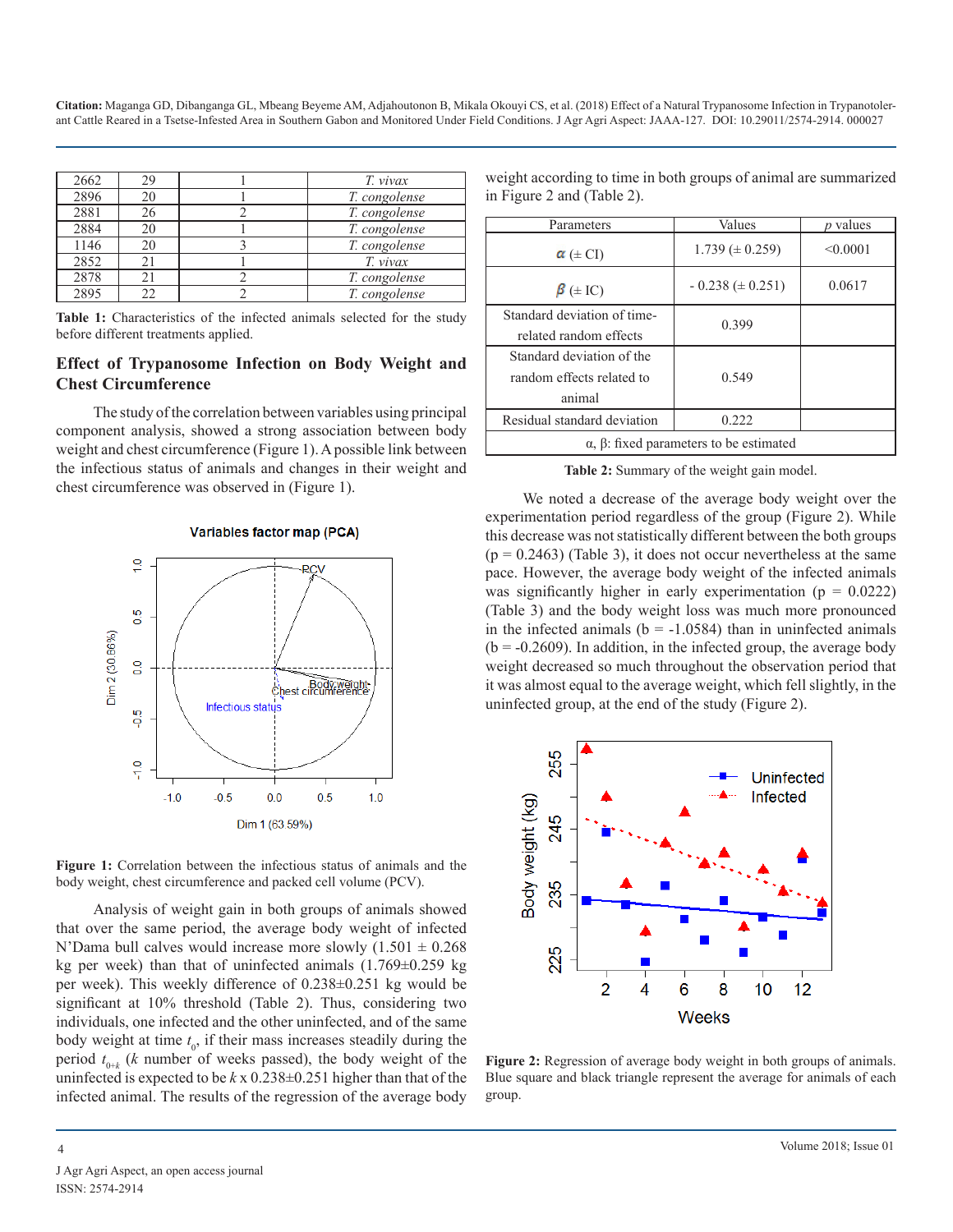| 2662 | 29 | 1 | *T. vivax* |
|---|---|---|---|
| 2896 | 20 | 1 | *T. congolense* |
| 2881 | 26 | 2 | *T. congolense* |
| 2884 | 20 | 1 | *T. congolense* |
| 1146 | 20 | 3 | *T. congolense* |
| 2852 | 21 | 1 | *T. vivax* |
| 2878 | 21 | 2 | *T. congolense* |
| 2895 | 22 | 2 | *T. congolense* |

**Table 1:** Characteristics of the infected animals selected for the study before different treatments applied.

## Effect of Trypanosome Infection on Body Weight and Chest Circumference

The study of the correlation between variables using principal component analysis, showed a strong association between body weight and chest circumference (Figure 1). A possible link between the infectious status of animals and changes in their weight and chest circumference was observed in (Figure 1).

**Figure 1:** Correlation between the infectious status of animals and the body weight, chest circumference and packed cell volume (PCV).

Analysis of weight gain in both groups of animals showed that over the same period, the average body weight of infected N'Dama bull calves would increase more slowly (1.501 ± 0.268 kg per week) than that of uninfected animals (1.769±0.259 kg per week). This weekly difference of 0.238±0.251 kg would be significant at 10% threshold (Table 2). Thus, considering two individuals, one infected and the other uninfected, and of the same body weight at time $t_0$, if their mass increases steadily during the period $t_{0+k}$ ($k$ number of weeks passed), the body weight of the uninfected is expected to be $k$ x 0.238±0.251 higher than that of the infected animal. The results of the regression of the average body weight according to time in both groups of animal are summarized in Figure 2 and (Table 2).

| Parameters | Values | *p* values |
|---|---|---|
| $\alpha$ (± CI) | 1.739 (± 0.259) | <0.0001 |
| $\beta$ (± IC) | - 0.238 (± 0.251) | 0.0617 |
| Standard deviation of time-related random effects | 0.399 | |
| Standard deviation of the random effects related to animal | 0.549 | |
| Residual standard deviation | 0.222 | |
| α, β: fixed parameters to be estimated | | |

**Table 2:** Summary of the weight gain model.

We noted a decrease of the average body weight over the experimentation period regardless of the group (Figure 2). While this decrease was not statistically different between the both groups (p = 0.2463) (Table 3), it does not occur nevertheless at the same pace. However, the average body weight of the infected animals was significantly higher in early experimentation (p = 0.0222) (Table 3) and the body weight loss was much more pronounced in the infected animals (b = -1.0584) than in uninfected animals (b = -0.2609). In addition, in the infected group, the average body weight decreased so much throughout the observation period that it was almost equal to the average weight, which fell slightly, in the uninfected group, at the end of the study (Figure 2).

**Figure 2:** Regression of average body weight in both groups of animals. Blue square and black triangle represent the average for animals of each group.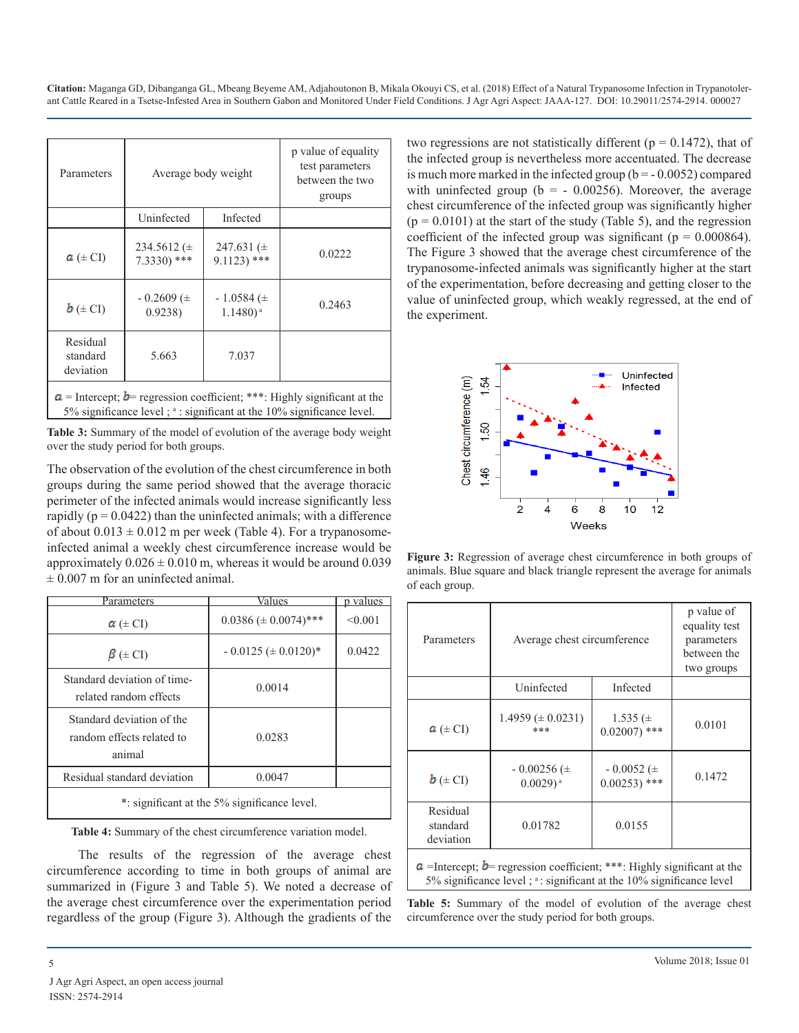| Parameters | Average body weight | | p value of equality test parameters between the two groups |
|---|---|---|---|
| | Uninfected | Infected | |
| $a$ (± CI) | 234.5612 (± 7.3330) *** | 247.631 (± 9.1123) *** | 0.0222 |
| $b$ (± CI) | - 0.2609 (± 0.9238) | - 1.0584 (± 1.1480) [a] | 0.2463 |
| Residual standard deviation | 5.663 | 7.037 | |

$a$ = Intercept; $b$= regression coefficient; ***: Highly significant at the 5% significance level ; [a] : significant at the 10% significance level.

**Table 3:** Summary of the model of evolution of the average body weight over the study period for both groups.

The observation of the evolution of the chest circumference in both groups during the same period showed that the average thoracic perimeter of the infected animals would increase significantly less rapidly ($p = 0.0422$) than the uninfected animals; with a difference of about 0.013 ± 0.012 m per week (Table 4). For a trypanosome-infected animal a weekly chest circumference increase would be approximately 0.026 ± 0.010 m, whereas it would be around 0.039 ± 0.007 m for an uninfected animal.

| Parameters | Values | p values |
|---|---|---|
| $\alpha$ (± CI) | 0.0386 (± 0.0074)*** | <0.001 |
| $\beta$ (± CI) | - 0.0125 (± 0.0120)* | 0.0422 |
| Standard deviation of time-related random effects | 0.0014 | |
| Standard deviation of the random effects related to animal | 0.0283 | |
| Residual standard deviation | 0.0047 | |

*: significant at the 5% significance level.

**Table 4:** Summary of the chest circumference variation model.

The results of the regression of the average chest circumference according to time in both groups of animal are summarized in (Figure 3 and Table 5). We noted a decrease of the average chest circumference over the experimentation period regardless of the group (Figure 3). Although the gradients of the two regressions are not statistically different ($p = 0.1472$), that of the infected group is nevertheless more accentuated. The decrease is much more marked in the infected group ($b = -0.0052$) compared with uninfected group ($b = -0.00256$). Moreover, the average chest circumference of the infected group was significantly higher ($p = 0.0101$) at the start of the study (Table 5), and the regression coefficient of the infected group was significant ($p = 0.000864$). The Figure 3 showed that the average chest circumference of the trypanosome-infected animals was significantly higher at the start of the experimentation, before decreasing and getting closer to the value of uninfected group, which weakly regressed, at the end of the experiment.

**Figure 3:** Regression of average chest circumference in both groups of animals. Blue square and black triangle represent the average for animals of each group.

| Parameters | Average chest circumference | | p value of equality test parameters between the two groups |
|---|---|---|---|
| | Uninfected | Infected | |
| $a$ (± CI) | 1.4959 (± 0.0231) *** | 1.535 (± 0.02007) *** | 0.0101 |
| $b$ (± CI) | - 0.00256 (± 0.0029) [a] | - 0.0052 (± 0.00253) *** | 0.1472 |
| Residual standard deviation | 0.01782 | 0.0155 | |

$a$ =Intercept; $b$= regression coefficient; ***: Highly significant at the 5% significance level ; [a] : significant at the 10% significance level

**Table 5:** Summary of the model of evolution of the average chest circumference over the study period for both groups.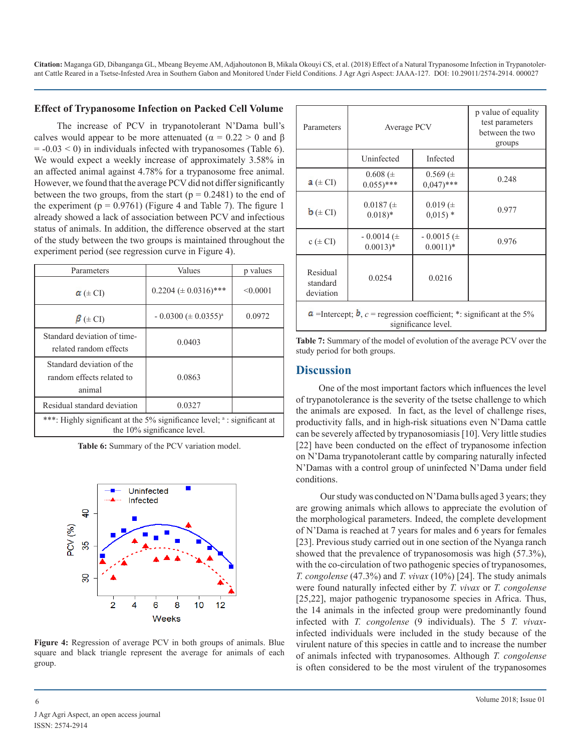## Effect of Trypanosome Infection on Packed Cell Volume

The increase of PCV in trypanotolerant N'Dama bull's calves would appear to be more attenuated ($\alpha = 0.22 > 0$ and $\beta = -0.03 < 0$) in individuals infected with trypanosomes (Table 6). We would expect a weekly increase of approximately 3.58% in an affected animal against 4.78% for a trypanosome free animal. However, we found that the average PCV did not differ significantly between the two groups, from the start ($p = 0.2481$) to the end of the experiment ($p = 0.9761$) (Figure 4 and Table 7). The figure 1 already showed a lack of association between PCV and infectious status of animals. In addition, the difference observed at the start of the study between the two groups is maintained throughout the experiment period (see regression curve in Figure 4).

| Parameters | Values | p values |
|---|---|---|
| $\alpha$ (± CI) | 0.2204 (± 0.0316)*** | <0.0001 |
| $\beta$ (± CI) | - 0.0300 (± 0.0355)[a] | 0.0972 |
| Standard deviation of time-related random effects | 0.0403 | |
| Standard deviation of the random effects related to animal | 0.0863 | |
| Residual standard deviation | 0.0327 | |
| ***: Highly significant at the 5% significance level; [a] : significant at the 10% significance level. | | |

**Table 6:** Summary of the PCV variation model.

**Figure 4:** Regression of average PCV in both groups of animals. Blue square and black triangle represent the average for animals of each group.

| Parameters | Average PCV | | p value of equality test parameters between the two groups |
|---|---|---|---|
| | Uninfected | Infected | |
| a (± CI) | 0.608 (± 0.055)*** | 0.569 (± 0,047)*** | 0.248 |
| b (± CI) | 0.0187 (± 0.018)* | 0.019 (± 0,015) * | 0.977 |
| c (± CI) | - 0.0014 (± 0.0013)* | - 0.0015 (± 0.0011)* | 0.976 |
| Residual standard deviation | 0.0254 | 0.0216 | |
| a =Intercept; b, c = regression coefficient; *: significant at the 5% significance level. | | | |

**Table 7:** Summary of the model of evolution of the average PCV over the study period for both groups.

## Discussion

One of the most important factors which influences the level of trypanotolerance is the severity of the tsetse challenge to which the animals are exposed. In fact, as the level of challenge rises, productivity falls, and in high-risk situations even N'Dama cattle can be severely affected by trypanosomiasis [10]. Very little studies [22] have been conducted on the effect of trypanosome infection on N'Dama trypanotolerant cattle by comparing naturally infected N'Damas with a control group of uninfected N'Dama under field conditions.

Our study was conducted on N'Dama bulls aged 3 years; they are growing animals which allows to appreciate the evolution of the morphological parameters. Indeed, the complete development of N'Dama is reached at 7 years for males and 6 years for females [23]. Previous study carried out in one section of the Nyanga ranch showed that the prevalence of trypanosomosis was high (57.3%), with the co-circulation of two pathogenic species of trypanosomes, *T. congolense* (47.3%) and *T. vivax* (10%) [24]. The study animals were found naturally infected either by *T. vivax* or *T. congolense* [25,22], major pathogenic trypanosome species in Africa. Thus, the 14 animals in the infected group were predominantly found infected with *T. congolense* (9 individuals). The 5 *T. vivax*-infected individuals were included in the study because of the virulent nature of this species in cattle and to increase the number of animals infected with trypanosomes. Although *T. congolense* is often considered to be the most virulent of the trypanosomes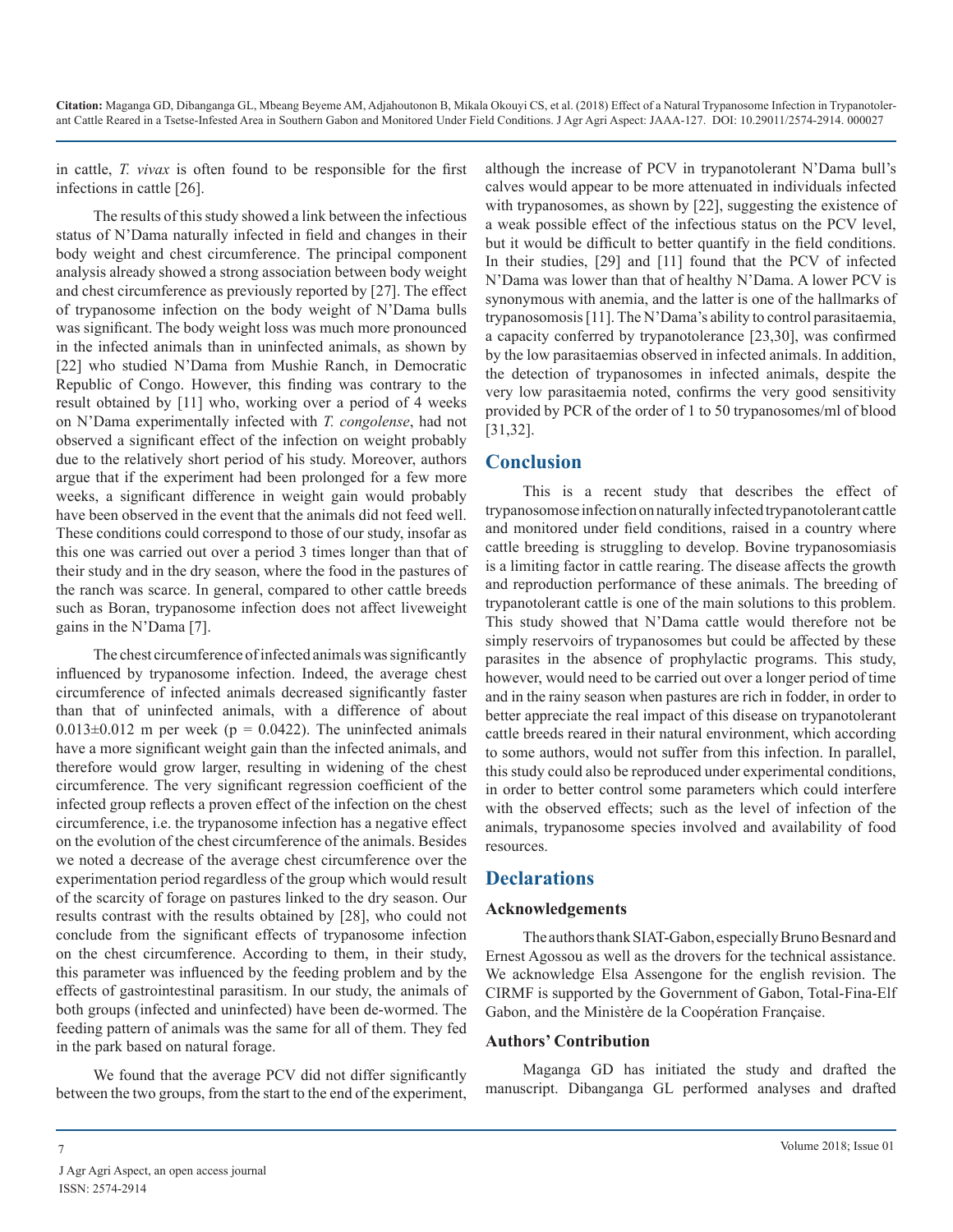in cattle, *T. vivax* is often found to be responsible for the first infections in cattle [26].

The results of this study showed a link between the infectious status of N'Dama naturally infected in field and changes in their body weight and chest circumference. The principal component analysis already showed a strong association between body weight and chest circumference as previously reported by [27]. The effect of trypanosome infection on the body weight of N'Dama bulls was significant. The body weight loss was much more pronounced in the infected animals than in uninfected animals, as shown by [22] who studied N'Dama from Mushie Ranch, in Democratic Republic of Congo. However, this finding was contrary to the result obtained by [11] who, working over a period of 4 weeks on N'Dama experimentally infected with *T. congolense*, had not observed a significant effect of the infection on weight probably due to the relatively short period of his study. Moreover, authors argue that if the experiment had been prolonged for a few more weeks, a significant difference in weight gain would probably have been observed in the event that the animals did not feed well. These conditions could correspond to those of our study, insofar as this one was carried out over a period 3 times longer than that of their study and in the dry season, where the food in the pastures of the ranch was scarce. In general, compared to other cattle breeds such as Boran, trypanosome infection does not affect liveweight gains in the N'Dama [7].

The chest circumference of infected animals was significantly influenced by trypanosome infection. Indeed, the average chest circumference of infected animals decreased significantly faster than that of uninfected animals, with a difference of about $0.013\pm0.012$ m per week ($p = 0.0422$). The uninfected animals have a more significant weight gain than the infected animals, and therefore would grow larger, resulting in widening of the chest circumference. The very significant regression coefficient of the infected group reflects a proven effect of the infection on the chest circumference, i.e. the trypanosome infection has a negative effect on the evolution of the chest circumference of the animals. Besides we noted a decrease of the average chest circumference over the experimentation period regardless of the group which would result of the scarcity of forage on pastures linked to the dry season. Our results contrast with the results obtained by [28], who could not conclude from the significant effects of trypanosome infection on the chest circumference. According to them, in their study, this parameter was influenced by the feeding problem and by the effects of gastrointestinal parasitism. In our study, the animals of both groups (infected and uninfected) have been de-wormed. The feeding pattern of animals was the same for all of them. They fed in the park based on natural forage.

We found that the average PCV did not differ significantly between the two groups, from the start to the end of the experiment, although the increase of PCV in trypanotolerant N'Dama bull's calves would appear to be more attenuated in individuals infected with trypanosomes, as shown by [22], suggesting the existence of a weak possible effect of the infectious status on the PCV level, but it would be difficult to better quantify in the field conditions. In their studies, [29] and [11] found that the PCV of infected N'Dama was lower than that of healthy N'Dama. A lower PCV is synonymous with anemia, and the latter is one of the hallmarks of trypanosomosis [11]. The N'Dama's ability to control parasitaemia, a capacity conferred by trypanotolerance [23,30], was confirmed by the low parasitaemias observed in infected animals. In addition, the detection of trypanosomes in infected animals, despite the very low parasitaemia noted, confirms the very good sensitivity provided by PCR of the order of 1 to 50 trypanosomes/ml of blood [31,32].

## Conclusion

This is a recent study that describes the effect of trypanosomose infection on naturally infected trypanotolerant cattle and monitored under field conditions, raised in a country where cattle breeding is struggling to develop. Bovine trypanosomiasis is a limiting factor in cattle rearing. The disease affects the growth and reproduction performance of these animals. The breeding of trypanotolerant cattle is one of the main solutions to this problem. This study showed that N'Dama cattle would therefore not be simply reservoirs of trypanosomes but could be affected by these parasites in the absence of prophylactic programs. This study, however, would need to be carried out over a longer period of time and in the rainy season when pastures are rich in fodder, in order to better appreciate the real impact of this disease on trypanotolerant cattle breeds reared in their natural environment, which according to some authors, would not suffer from this infection. In parallel, this study could also be reproduced under experimental conditions, in order to better control some parameters which could interfere with the observed effects; such as the level of infection of the animals, trypanosome species involved and availability of food resources.

## Declarations

### Acknowledgements

The authors thank SIAT-Gabon, especially Bruno Besnard and Ernest Agossou as well as the drovers for the technical assistance. We acknowledge Elsa Assengone for the english revision. The CIRMF is supported by the Government of Gabon, Total-Fina-Elf Gabon, and the Ministère de la Coopération Française.

### Authors' Contribution

Maganga GD has initiated the study and drafted the manuscript. Dibanganga GL performed analyses and drafted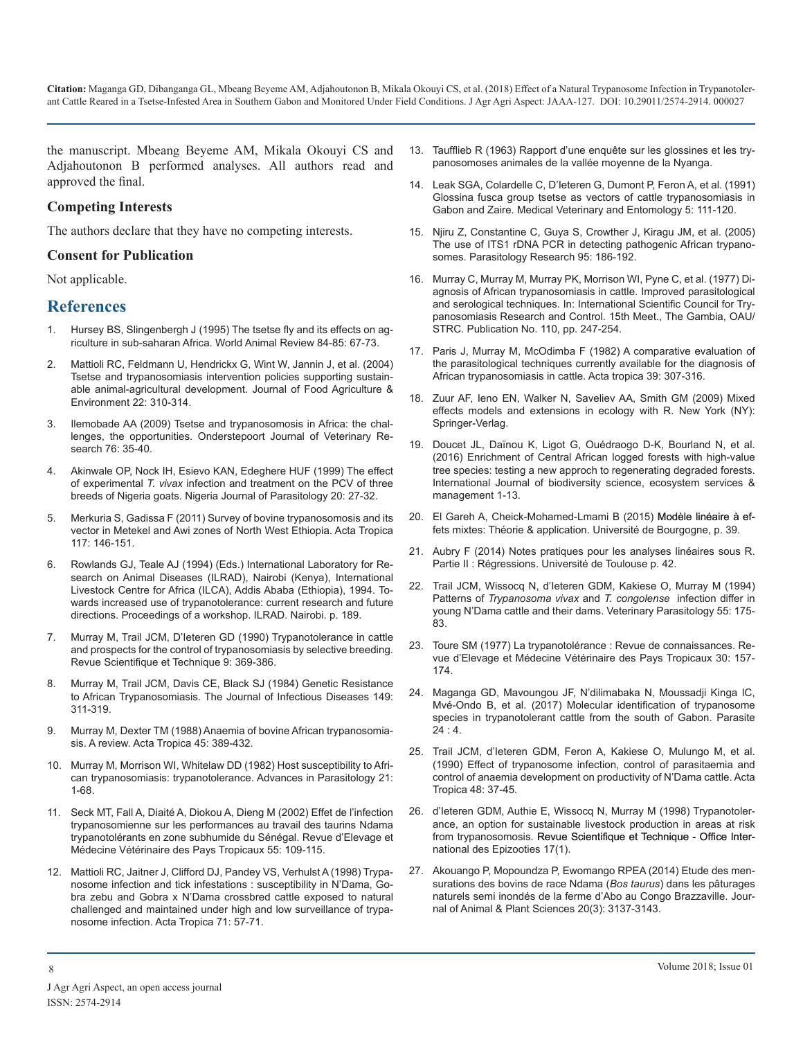the manuscript. Mbeang Beyeme AM, Mikala Okouyi CS and Adjahoutonon B performed analyses. All authors read and approved the final.

### Competing Interests

The authors declare that they have no competing interests.

### Consent for Publication

Not applicable.

## References

1. Hursey BS, Slingenbergh J (1995) The tsetse fly and its effects on agriculture in sub-saharan Africa. World Animal Review 84-85: 67-73.
2. Mattioli RC, Feldmann U, Hendrickx G, Wint W, Jannin J, et al. (2004) Tsetse and trypanosomiasis intervention policies supporting sustainable animal-agricultural development. Journal of Food Agriculture & Environment 22: 310-314.
3. Ilemobade AA (2009) Tsetse and trypanosomosis in Africa: the challenges, the opportunities. Onderstepoort Journal of Veterinary Research 76: 35-40.
4. Akinwale OP, Nock IH, Esievo KAN, Edeghere HUF (1999) The effect of experimental *T. vivax* infection and treatment on the PCV of three breeds of Nigeria goats. Nigeria Journal of Parasitology 20: 27-32.
5. Merkuria S, Gadissa F (2011) Survey of bovine trypanosomosis and its vector in Metekel and Awi zones of North West Ethiopia. Acta Tropica 117: 146-151.
6. Rowlands GJ, Teale AJ (1994) (Eds.) International Laboratory for Research on Animal Diseases (ILRAD), Nairobi (Kenya), International Livestock Centre for Africa (ILCA), Addis Ababa (Ethiopia), 1994. Towards increased use of trypanotolerance: current research and future directions. Proceedings of a workshop. ILRAD. Nairobi. p. 189.
7. Murray M, Trail JCM, D'Ieteren GD (1990) Trypanotolerance in cattle and prospects for the control of trypanosomiasis by selective breeding. Revue Scientifique et Technique 9: 369-386.
8. Murray M, Trail JCM, Davis CE, Black SJ (1984) Genetic Resistance to African Trypanosomiasis. The Journal of Infectious Diseases 149: 311-319.
9. Murray M, Dexter TM (1988) Anaemia of bovine African trypanosomiasis. A review. Acta Tropica 45: 389-432.
10. Murray M, Morrison WI, Whitelaw DD (1982) Host susceptibility to African trypanosomiasis: trypanotolerance. Advances in Parasitology 21: 1-68.
11. Seck MT, Fall A, Diaité A, Diokou A, Dieng M (2002) Effet de l'infection trypanosomienne sur les performances au travail des taurins Ndama trypanotolérants en zone subhumide du Sénégal. Revue d'Elevage et Médecine Vétérinaire des Pays Tropicaux 55: 109-115.
12. Mattioli RC, Jaitner J, Clifford DJ, Pandey VS, Verhulst A (1998) Trypanosome infection and tick infestations : susceptibility in N'Dama, Gobra zebu and Gobra x N'Dama crossbred cattle exposed to natural challenged and maintained under high and low surveillance of trypanosome infection. Acta Tropica 71: 57-71.
13. Taufflieb R (1963) Rapport d'une enquête sur les glossines et les trypanosomoses animales de la vallée moyenne de la Nyanga.
14. Leak SGA, Colardelle C, D'Ieteren G, Dumont P, Feron A, et al. (1991) Glossina fusca group tsetse as vectors of cattle trypanosomiasis in Gabon and Zaire. Medical Veterinary and Entomology 5: 111-120.
15. Njiru Z, Constantine C, Guya S, Crowther J, Kiragu JM, et al. (2005) The use of ITS1 rDNA PCR in detecting pathogenic African trypanosomes. Parasitology Research 95: 186-192.
16. Murray C, Murray M, Murray PK, Morrison WI, Pyne C, et al. (1977) Diagnosis of African trypanosomiasis in cattle. Improved parasitological and serological techniques. In: International Scientific Council for Trypanosomiasis Research and Control. 15th Meet., The Gambia, OAU/STRC. Publication No. 110, pp. 247-254.
17. Paris J, Murray M, McOdimba F (1982) A comparative evaluation of the parasitological techniques currently available for the diagnosis of African trypanosomiasis in cattle. Acta tropica 39: 307-316.
18. Zuur AF, Ieno EN, Walker N, Saveliev AA, Smith GM (2009) Mixed effects models and extensions in ecology with R. New York (NY): Springer-Verlag.
19. Doucet JL, Daïnou K, Ligot G, Ouédraogo D-K, Bourland N, et al. (2016) Enrichment of Central African logged forests with high-value tree species: testing a new approch to regenerating degraded forests. International Journal of biodiversity science, ecosystem services & management 1-13.
20. El Gareh A, Cheick-Mohamed-Lmami B (2015) Modèle linéaire à effets mixtes: Théorie & application. Université de Bourgogne, p. 39.
21. Aubry F (2014) Notes pratiques pour les analyses linéaires sous R. Partie II : Régressions. Université de Toulouse p. 42.
22. Trail JCM, Wissocq N, d'Ieteren GDM, Kakiese O, Murray M (1994) Patterns of *Trypanosoma vivax* and *T. congolense* infection differ in young N'Dama cattle and their dams. Veterinary Parasitology 55: 175-83.
23. Toure SM (1977) La trypanotolérance : Revue de connaissances. Revue d'Elevage et Médecine Vétérinaire des Pays Tropicaux 30: 157-174.
24. Maganga GD, Mavoungou JF, N'dilimabaka N, Moussadji Kinga IC, Mvé-Ondo B, et al. (2017) Molecular identification of trypanosome species in trypanotolerant cattle from the south of Gabon. Parasite 24 : 4.
25. Trail JCM, d'Ieteren GDM, Feron A, Kakiese O, Mulungo M, et al. (1990) Effect of trypanosome infection, control of parasitaemia and control of anaemia development on productivity of N'Dama cattle. Acta Tropica 48: 37-45.
26. d'Ieteren GDM, Authie E, Wissocq N, Murray M (1998) Trypanotolerance, an option for sustainable livestock production in areas at risk from trypanosomosis. Revue Scientifique et Technique - Office International des Epizooties 17(1).
27. Akouango P, Mopoundza P, Ewomango RPEA (2014) Etude des mensurations des bovins de race Ndama (*Bos taurus*) dans les pâturages naturels semi inondés de la ferme d'Abo au Congo Brazzaville. Journal of Animal & Plant Sciences 20(3): 3137-3143.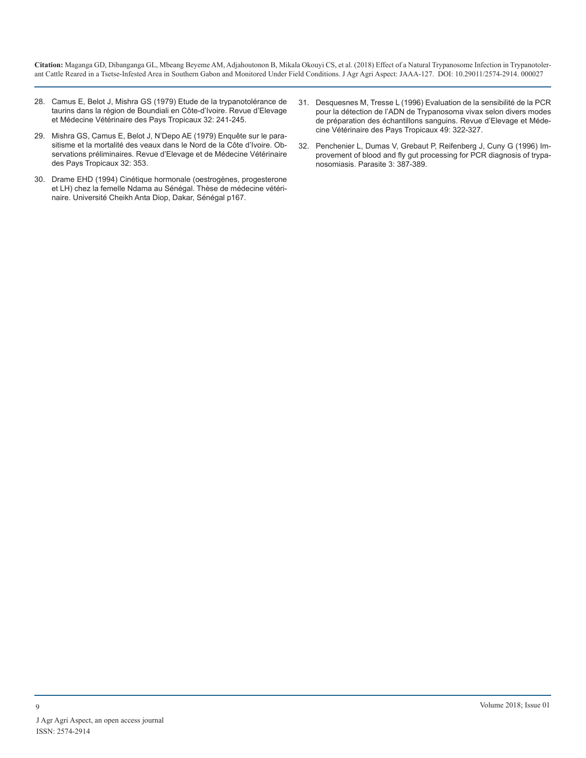28. Camus E, Belot J, Mishra GS (1979) Etude de la trypanotolérance de taurins dans la région de Boundiali en Côte-d'Ivoire. Revue d'Elevage et Médecine Vétérinaire des Pays Tropicaux 32: 241-245.

29. Mishra GS, Camus E, Belot J, N'Depo AE (1979) Enquête sur le parasitisme et la mortalité des veaux dans le Nord de la Côte d'Ivoire. Observations préliminaires. Revue d'Elevage et de Médecine Vétérinaire des Pays Tropicaux 32: 353.

30. Drame EHD (1994) Cinétique hormonale (oestrogènes, progesterone et LH) chez la femelle Ndama au Sénégal. Thèse de médecine vétérinaire. Université Cheikh Anta Diop, Dakar, Sénégal p167.

31. Desquesnes M, Tresse L (1996) Evaluation de la sensibilité de la PCR pour la détection de l'ADN de Trypanosoma vivax selon divers modes de préparation des échantillons sanguins. Revue d'Elevage et Médecine Vétérinaire des Pays Tropicaux 49: 322-327.

32. Penchenier L, Dumas V, Grebaut P, Reifenberg J, Cuny G (1996) Improvement of blood and fly gut processing for PCR diagnosis of trypanosomiasis. Parasite 3: 387-389.